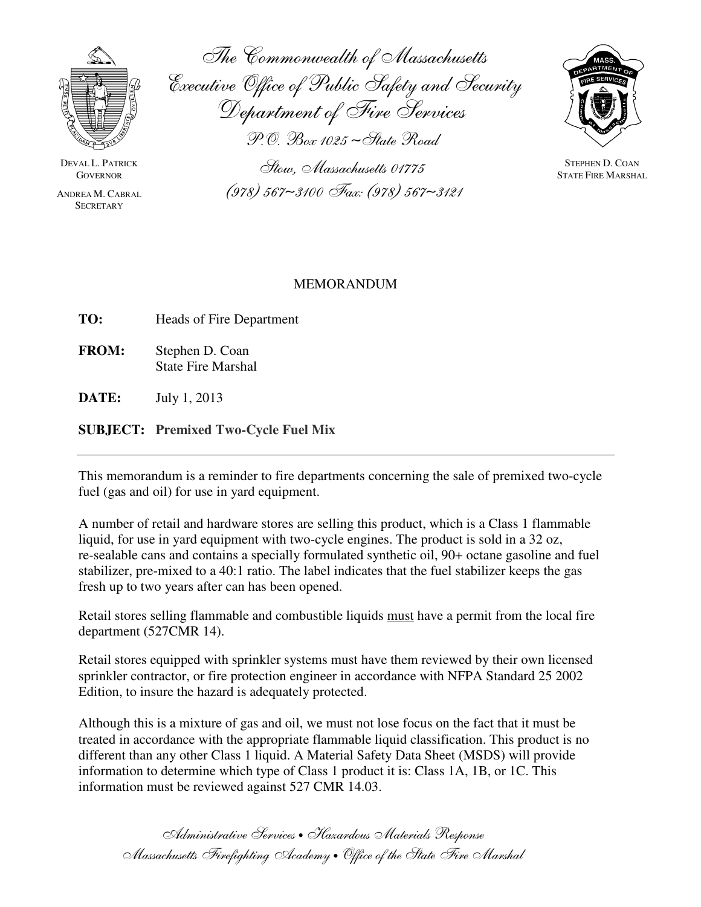The Commonwealth of Massachusetts
Executive Office of Public Safety and Security
Department of Fire Services
P.O. Box 1025 ~ State Road
Stow, Massachusetts 01775
(978) 567~3100 Fax: (978) 567~3121

DEVAL L. PATRICK
GOVERNOR

ANDREA M. CABRAL
SECRETARY

STEPHEN D. COAN
STATE FIRE MARSHAL

MEMORANDUM

**TO:** Heads of Fire Department

**FROM:** Stephen D. Coan
State Fire Marshal

**DATE:** July 1, 2013

**SUBJECT: Premixed Two-Cycle Fuel Mix**

---

This memorandum is a reminder to fire departments concerning the sale of premixed two-cycle fuel (gas and oil) for use in yard equipment.

A number of retail and hardware stores are selling this product, which is a Class 1 flammable liquid, for use in yard equipment with two-cycle engines. The product is sold in a 32 oz, re-sealable cans and contains a specially formulated synthetic oil, 90+ octane gasoline and fuel stabilizer, pre-mixed to a 40:1 ratio. The label indicates that the fuel stabilizer keeps the gas fresh up to two years after can has been opened.

Retail stores selling flammable and combustible liquids must have a permit from the local fire department (527CMR 14).

Retail stores equipped with sprinkler systems must have them reviewed by their own licensed sprinkler contractor, or fire protection engineer in accordance with NFPA Standard 25 2002 Edition, to insure the hazard is adequately protected.

Although this is a mixture of gas and oil, we must not lose focus on the fact that it must be treated in accordance with the appropriate flammable liquid classification. This product is no different than any other Class 1 liquid. A Material Safety Data Sheet (MSDS) will provide information to determine which type of Class 1 product it is: Class 1A, 1B, or 1C. This information must be reviewed against 527 CMR 14.03.

*Administrative Services • Hazardous Materials Response*
*Massachusetts Firefighting Academy • Office of the State Fire Marshal*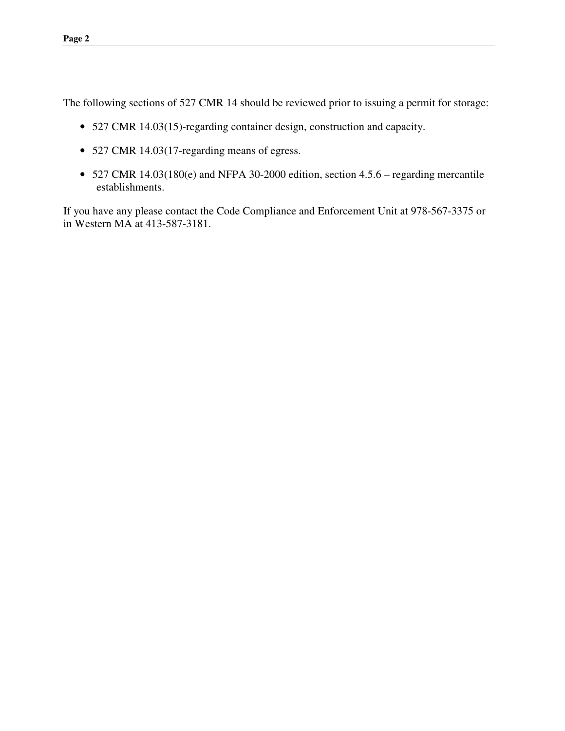The following sections of 527 CMR 14 should be reviewed prior to issuing a permit for storage:

- 527 CMR 14.03(15)-regarding container design, construction and capacity.
- 527 CMR 14.03(17-regarding means of egress.
- 527 CMR 14.03(180(e) and NFPA 30-2000 edition, section 4.5.6 – regarding mercantile establishments.

If you have any please contact the Code Compliance and Enforcement Unit at 978-567-3375 or in Western MA at 413-587-3181.